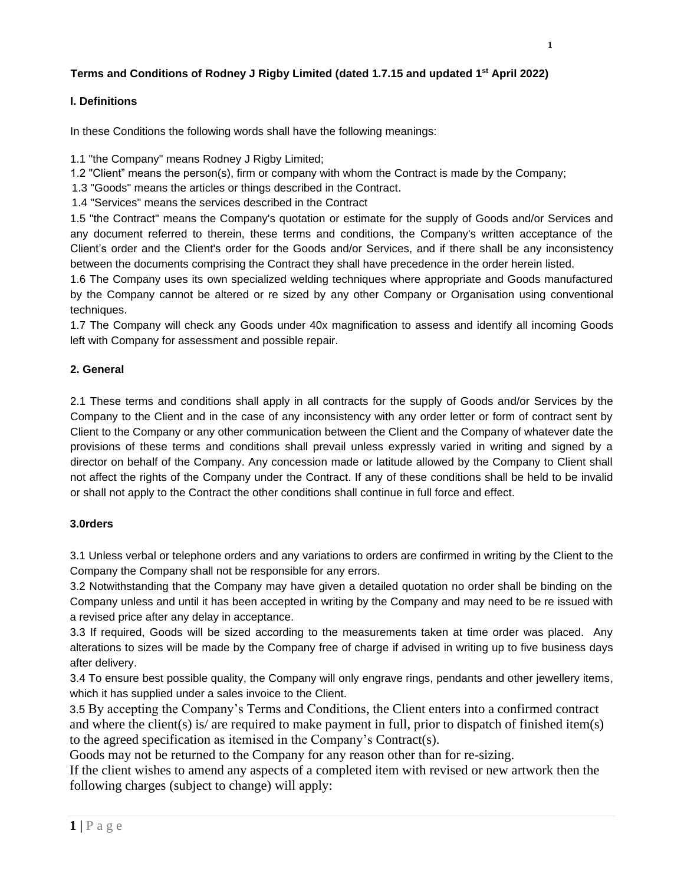**Terms and Conditions of Rodney J Rigby Limited (dated 1.7.15 and updated 1st April 2022)**

**I. Definitions**

In these Conditions the following words shall have the following meanings:

1.1 "the Company" means Rodney J Rigby Limited;

1.2 "Client" means the person(s), firm or company with whom the Contract is made by the Company;

1.3 "Goods" means the articles or things described in the Contract.

1.4 "Services" means the services described in the Contract

1.5 "the Contract" means the Company's quotation or estimate for the supply of Goods and/or Services and any document referred to therein, these terms and conditions, the Company's written acceptance of the Client's order and the Client's order for the Goods and/or Services, and if there shall be any inconsistency between the documents comprising the Contract they shall have precedence in the order herein listed.

1.6 The Company uses its own specialized welding techniques where appropriate and Goods manufactured by the Company cannot be altered or re sized by any other Company or Organisation using conventional techniques.

1.7 The Company will check any Goods under 40x magnification to assess and identify all incoming Goods left with Company for assessment and possible repair.

**2. General**

2.1 These terms and conditions shall apply in all contracts for the supply of Goods and/or Services by the Company to the Client and in the case of any inconsistency with any order letter or form of contract sent by Client to the Company or any other communication between the Client and the Company of whatever date the provisions of these terms and conditions shall prevail unless expressly varied in writing and signed by a director on behalf of the Company. Any concession made or latitude allowed by the Company to Client shall not affect the rights of the Company under the Contract. If any of these conditions shall be held to be invalid or shall not apply to the Contract the other conditions shall continue in full force and effect.

**3.0rders**

3.1 Unless verbal or telephone orders and any variations to orders are confirmed in writing by the Client to the Company the Company shall not be responsible for any errors.

3.2 Notwithstanding that the Company may have given a detailed quotation no order shall be binding on the Company unless and until it has been accepted in writing by the Company and may need to be re issued with a revised price after any delay in acceptance.

3.3 If required, Goods will be sized according to the measurements taken at time order was placed. Any alterations to sizes will be made by the Company free of charge if advised in writing up to five business days after delivery.

3.4 To ensure best possible quality, the Company will only engrave rings, pendants and other jewellery items, which it has supplied under a sales invoice to the Client.

3.5 By accepting the Company's Terms and Conditions, the Client enters into a confirmed contract and where the client(s) is/ are required to make payment in full, prior to dispatch of finished item(s) to the agreed specification as itemised in the Company's Contract(s).

Goods may not be returned to the Company for any reason other than for re-sizing.

If the client wishes to amend any aspects of a completed item with revised or new artwork then the following charges (subject to change) will apply: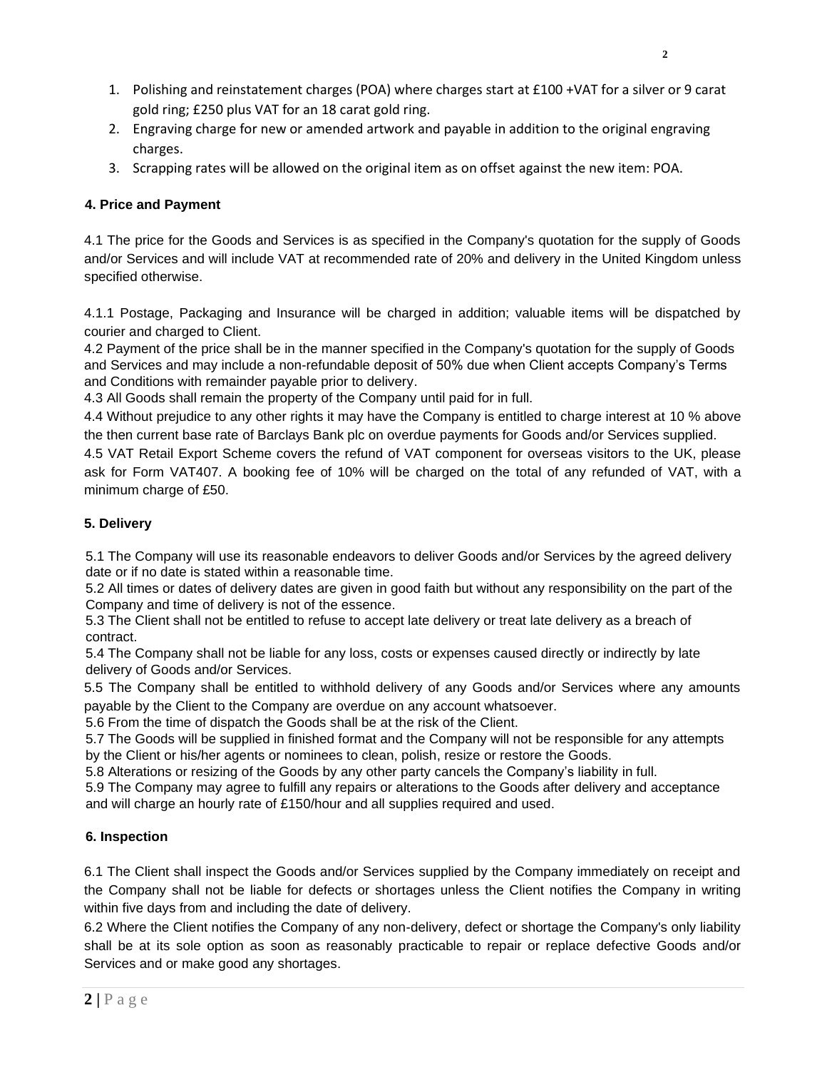1. Polishing and reinstatement charges (POA) where charges start at £100 +VAT for a silver or 9 carat gold ring; £250 plus VAT for an 18 carat gold ring.
2. Engraving charge for new or amended artwork and payable in addition to the original engraving charges.
3. Scrapping rates will be allowed on the original item as on offset against the new item: POA.

**4. Price and Payment**

4.1 The price for the Goods and Services is as specified in the Company's quotation for the supply of Goods and/or Services and will include VAT at recommended rate of 20% and delivery in the United Kingdom unless specified otherwise.

4.1.1 Postage, Packaging and Insurance will be charged in addition; valuable items will be dispatched by courier and charged to Client.

4.2 Payment of the price shall be in the manner specified in the Company's quotation for the supply of Goods and Services and may include a non-refundable deposit of 50% due when Client accepts Company's Terms and Conditions with remainder payable prior to delivery.

4.3 All Goods shall remain the property of the Company until paid for in full.

4.4 Without prejudice to any other rights it may have the Company is entitled to charge interest at 10 % above the then current base rate of Barclays Bank plc on overdue payments for Goods and/or Services supplied.

4.5 VAT Retail Export Scheme covers the refund of VAT component for overseas visitors to the UK, please ask for Form VAT407. A booking fee of 10% will be charged on the total of any refunded of VAT, with a minimum charge of £50.

**5. Delivery**

5.1 The Company will use its reasonable endeavors to deliver Goods and/or Services by the agreed delivery date or if no date is stated within a reasonable time.

5.2 All times or dates of delivery dates are given in good faith but without any responsibility on the part of the Company and time of delivery is not of the essence.

5.3 The Client shall not be entitled to refuse to accept late delivery or treat late delivery as a breach of contract.

5.4 The Company shall not be liable for any loss, costs or expenses caused directly or indirectly by late delivery of Goods and/or Services.

5.5 The Company shall be entitled to withhold delivery of any Goods and/or Services where any amounts payable by the Client to the Company are overdue on any account whatsoever.

5.6 From the time of dispatch the Goods shall be at the risk of the Client.

5.7 The Goods will be supplied in finished format and the Company will not be responsible for any attempts by the Client or his/her agents or nominees to clean, polish, resize or restore the Goods.

5.8 Alterations or resizing of the Goods by any other party cancels the Company's liability in full.

5.9 The Company may agree to fulfill any repairs or alterations to the Goods after delivery and acceptance and will charge an hourly rate of £150/hour and all supplies required and used.

**6. Inspection**

6.1 The Client shall inspect the Goods and/or Services supplied by the Company immediately on receipt and the Company shall not be liable for defects or shortages unless the Client notifies the Company in writing within five days from and including the date of delivery.

6.2 Where the Client notifies the Company of any non-delivery, defect or shortage the Company's only liability shall be at its sole option as soon as reasonably practicable to repair or replace defective Goods and/or Services and or make good any shortages.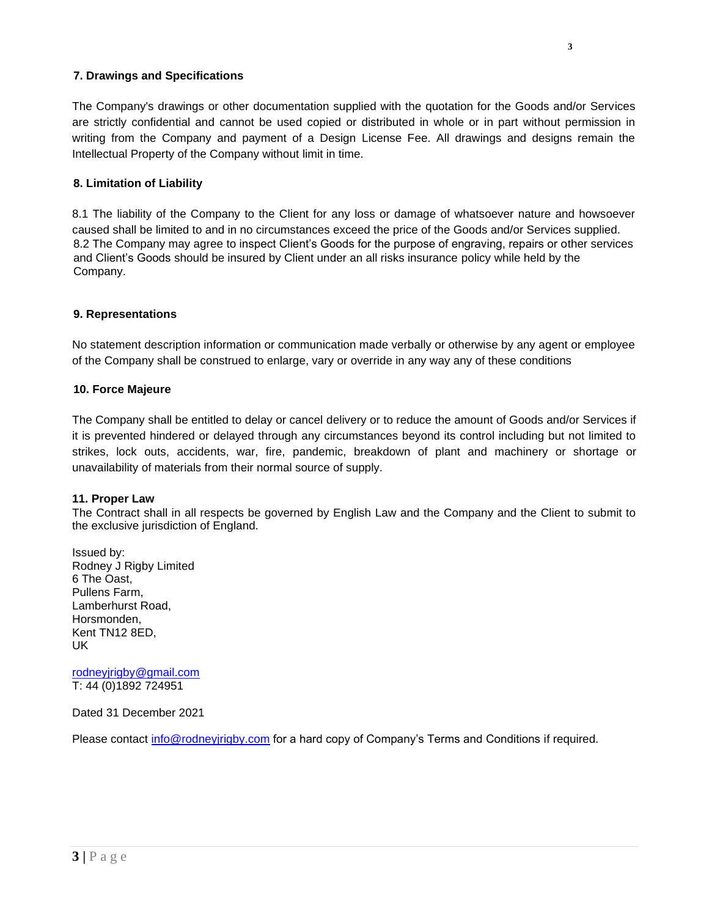**7. Drawings and Specifications**

The Company's drawings or other documentation supplied with the quotation for the Goods and/or Services are strictly confidential and cannot be used copied or distributed in whole or in part without permission in writing from the Company and payment of a Design License Fee. All drawings and designs remain the Intellectual Property of the Company without limit in time.

**8. Limitation of Liability**

8.1 The liability of the Company to the Client for any loss or damage of whatsoever nature and howsoever caused shall be limited to and in no circumstances exceed the price of the Goods and/or Services supplied.
8.2 The Company may agree to inspect Client's Goods for the purpose of engraving, repairs or other services and Client's Goods should be insured by Client under an all risks insurance policy while held by the Company.

**9. Representations**

No statement description information or communication made verbally or otherwise by any agent or employee of the Company shall be construed to enlarge, vary or override in any way any of these conditions

**10. Force Majeure**

The Company shall be entitled to delay or cancel delivery or to reduce the amount of Goods and/or Services if it is prevented hindered or delayed through any circumstances beyond its control including but not limited to strikes, lock outs, accidents, war, fire, pandemic, breakdown of plant and machinery or shortage or unavailability of materials from their normal source of supply.

**11. Proper Law**
The Contract shall in all respects be governed by English Law and the Company and the Client to submit to the exclusive jurisdiction of England.

Issued by:
Rodney J Rigby Limited
6 The Oast,
Pullens Farm,
Lamberhurst Road,
Horsmonden,
Kent TN12 8ED,
UK

rodneyjrigby@gmail.com
T: 44 (0)1892 724951

Dated 31 December 2021

Please contact info@rodneyjrigby.com for a hard copy of Company's Terms and Conditions if required.